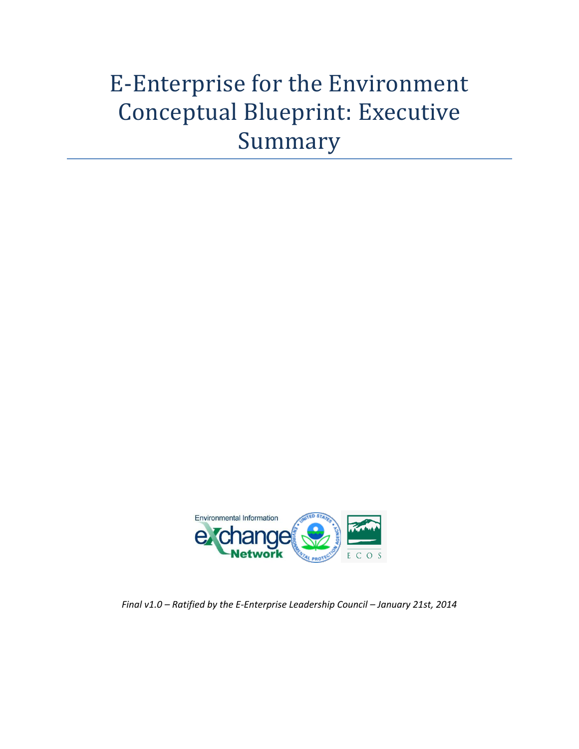# E-Enterprise for the Environment Conceptual Blueprint: Executive Summary

*Final v1.0 – Ratified by the E-Enterprise Leadership Council – January 21st, 2014*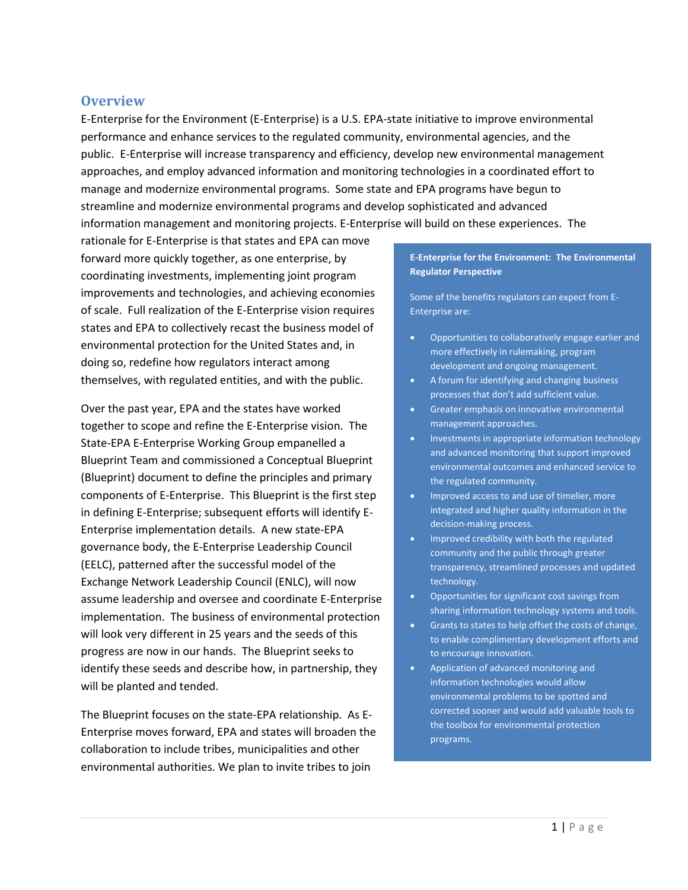## Overview

E-Enterprise for the Environment (E-Enterprise) is a U.S. EPA-state initiative to improve environmental performance and enhance services to the regulated community, environmental agencies, and the public. E-Enterprise will increase transparency and efficiency, develop new environmental management approaches, and employ advanced information and monitoring technologies in a coordinated effort to manage and modernize environmental programs. Some state and EPA programs have begun to streamline and modernize environmental programs and develop sophisticated and advanced information management and monitoring projects. E-Enterprise will build on these experiences. The rationale for E-Enterprise is that states and EPA can move forward more quickly together, as one enterprise, by coordinating investments, implementing joint program improvements and technologies, and achieving economies of scale. Full realization of the E-Enterprise vision requires states and EPA to collectively recast the business model of environmental protection for the United States and, in doing so, redefine how regulators interact among themselves, with regulated entities, and with the public.

Over the past year, EPA and the states have worked together to scope and refine the E-Enterprise vision. The State-EPA E-Enterprise Working Group empanelled a Blueprint Team and commissioned a Conceptual Blueprint (Blueprint) document to define the principles and primary components of E-Enterprise. This Blueprint is the first step in defining E-Enterprise; subsequent efforts will identify E-Enterprise implementation details. A new state-EPA governance body, the E-Enterprise Leadership Council (EELC), patterned after the successful model of the Exchange Network Leadership Council (ENLC), will now assume leadership and oversee and coordinate E-Enterprise implementation. The business of environmental protection will look very different in 25 years and the seeds of this progress are now in our hands. The Blueprint seeks to identify these seeds and describe how, in partnership, they will be planted and tended.

The Blueprint focuses on the state-EPA relationship. As E-Enterprise moves forward, EPA and states will broaden the collaboration to include tribes, municipalities and other environmental authorities. We plan to invite tribes to join

**E-Enterprise for the Environment: The Environmental Regulator Perspective**

Some of the benefits regulators can expect from E-Enterprise are:

- Opportunities to collaboratively engage earlier and more effectively in rulemaking, program development and ongoing management.
- A forum for identifying and changing business processes that don't add sufficient value.
- Greater emphasis on innovative environmental management approaches.
- Investments in appropriate information technology and advanced monitoring that support improved environmental outcomes and enhanced service to the regulated community.
- Improved access to and use of timelier, more integrated and higher quality information in the decision-making process.
- Improved credibility with both the regulated community and the public through greater transparency, streamlined processes and updated technology.
- Opportunities for significant cost savings from sharing information technology systems and tools.
- Grants to states to help offset the costs of change, to enable complimentary development efforts and to encourage innovation.
- Application of advanced monitoring and information technologies would allow environmental problems to be spotted and corrected sooner and would add valuable tools to the toolbox for environmental protection programs.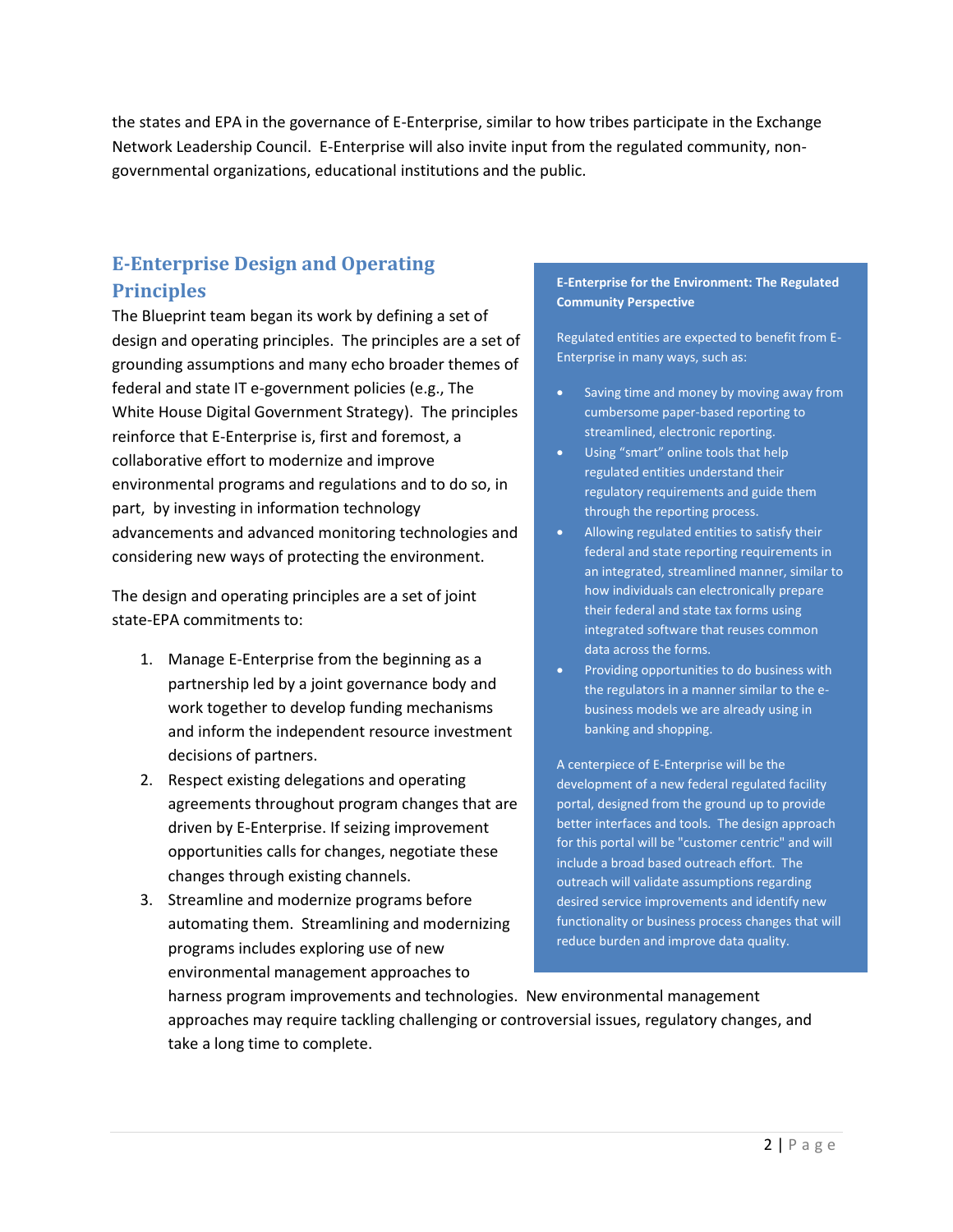the states and EPA in the governance of E-Enterprise, similar to how tribes participate in the Exchange Network Leadership Council. E-Enterprise will also invite input from the regulated community, non-governmental organizations, educational institutions and the public.

## E-Enterprise Design and Operating Principles

The Blueprint team began its work by defining a set of design and operating principles. The principles are a set of grounding assumptions and many echo broader themes of federal and state IT e-government policies (e.g., The White House Digital Government Strategy). The principles reinforce that E-Enterprise is, first and foremost, a collaborative effort to modernize and improve environmental programs and regulations and to do so, in part, by investing in information technology advancements and advanced monitoring technologies and considering new ways of protecting the environment.

The design and operating principles are a set of joint state-EPA commitments to:

1. Manage E-Enterprise from the beginning as a partnership led by a joint governance body and work together to develop funding mechanisms and inform the independent resource investment decisions of partners.
2. Respect existing delegations and operating agreements throughout program changes that are driven by E-Enterprise. If seizing improvement opportunities calls for changes, negotiate these changes through existing channels.
3. Streamline and modernize programs before automating them. Streamlining and modernizing programs includes exploring use of new environmental management approaches to harness program improvements and technologies. New environmental management approaches may require tackling challenging or controversial issues, regulatory changes, and take a long time to complete.

**E-Enterprise for the Environment: The Regulated Community Perspective**

Regulated entities are expected to benefit from E-Enterprise in many ways, such as:

- Saving time and money by moving away from cumbersome paper-based reporting to streamlined, electronic reporting.
- Using "smart" online tools that help regulated entities understand their regulatory requirements and guide them through the reporting process.
- Allowing regulated entities to satisfy their federal and state reporting requirements in an integrated, streamlined manner, similar to how individuals can electronically prepare their federal and state tax forms using integrated software that reuses common data across the forms.
- Providing opportunities to do business with the regulators in a manner similar to the e-business models we are already using in banking and shopping.

A centerpiece of E-Enterprise will be the development of a new federal regulated facility portal, designed from the ground up to provide better interfaces and tools. The design approach for this portal will be "customer centric" and will include a broad based outreach effort. The outreach will validate assumptions regarding desired service improvements and identify new functionality or business process changes that will reduce burden and improve data quality.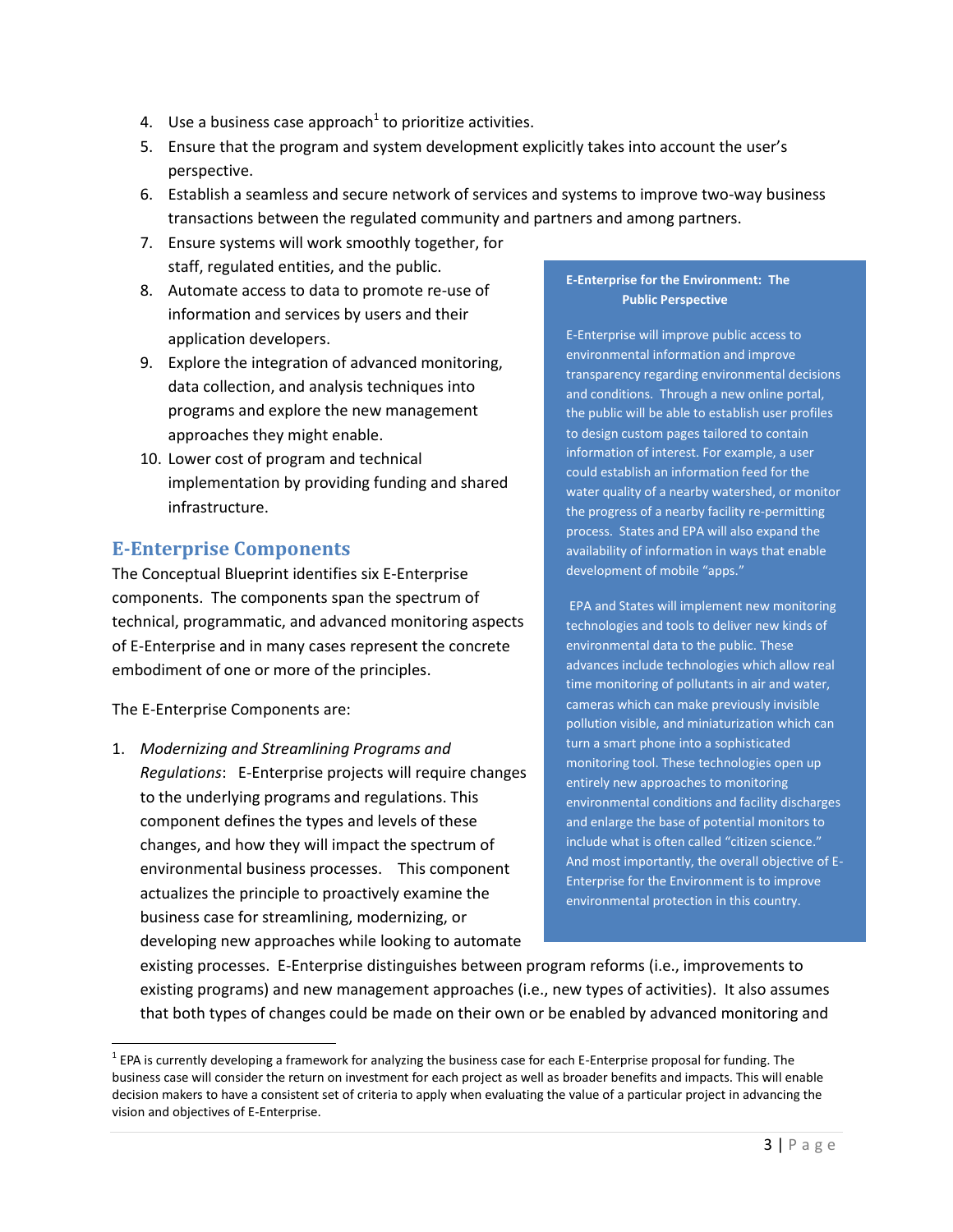4. Use a business case approach[1] to prioritize activities.
5. Ensure that the program and system development explicitly takes into account the user's perspective.
6. Establish a seamless and secure network of services and systems to improve two-way business transactions between the regulated community and partners and among partners.
7. Ensure systems will work smoothly together, for staff, regulated entities, and the public.
8. Automate access to data to promote re-use of information and services by users and their application developers.
9. Explore the integration of advanced monitoring, data collection, and analysis techniques into programs and explore the new management approaches they might enable.
10. Lower cost of program and technical implementation by providing funding and shared infrastructure.

## E-Enterprise Components

The Conceptual Blueprint identifies six E-Enterprise components. The components span the spectrum of technical, programmatic, and advanced monitoring aspects of E-Enterprise and in many cases represent the concrete embodiment of one or more of the principles.

The E-Enterprise Components are:

1. *Modernizing and Streamlining Programs and Regulations*: E-Enterprise projects will require changes to the underlying programs and regulations. This component defines the types and levels of these changes, and how they will impact the spectrum of environmental business processes. This component actualizes the principle to proactively examine the business case for streamlining, modernizing, or developing new approaches while looking to automate existing processes. E-Enterprise distinguishes between program reforms (i.e., improvements to existing programs) and new management approaches (i.e., new types of activities). It also assumes that both types of changes could be made on their own or be enabled by advanced monitoring and

> **E-Enterprise for the Environment: The Public Perspective**
>
> E-Enterprise will improve public access to environmental information and improve transparency regarding environmental decisions and conditions. Through a new online portal, the public will be able to establish user profiles to design custom pages tailored to contain information of interest. For example, a user could establish an information feed for the water quality of a nearby watershed, or monitor the progress of a nearby facility re-permitting process. States and EPA will also expand the availability of information in ways that enable development of mobile "apps."
>
> EPA and States will implement new monitoring technologies and tools to deliver new kinds of environmental data to the public. These advances include technologies which allow real time monitoring of pollutants in air and water, cameras which can make previously invisible pollution visible, and miniaturization which can turn a smart phone into a sophisticated monitoring tool. These technologies open up entirely new approaches to monitoring environmental conditions and facility discharges and enlarge the base of potential monitors to include what is often called "citizen science." And most importantly, the overall objective of E-Enterprise for the Environment is to improve environmental protection in this country.

[1] EPA is currently developing a framework for analyzing the business case for each E-Enterprise proposal for funding. The business case will consider the return on investment for each project as well as broader benefits and impacts. This will enable decision makers to have a consistent set of criteria to apply when evaluating the value of a particular project in advancing the vision and objectives of E-Enterprise.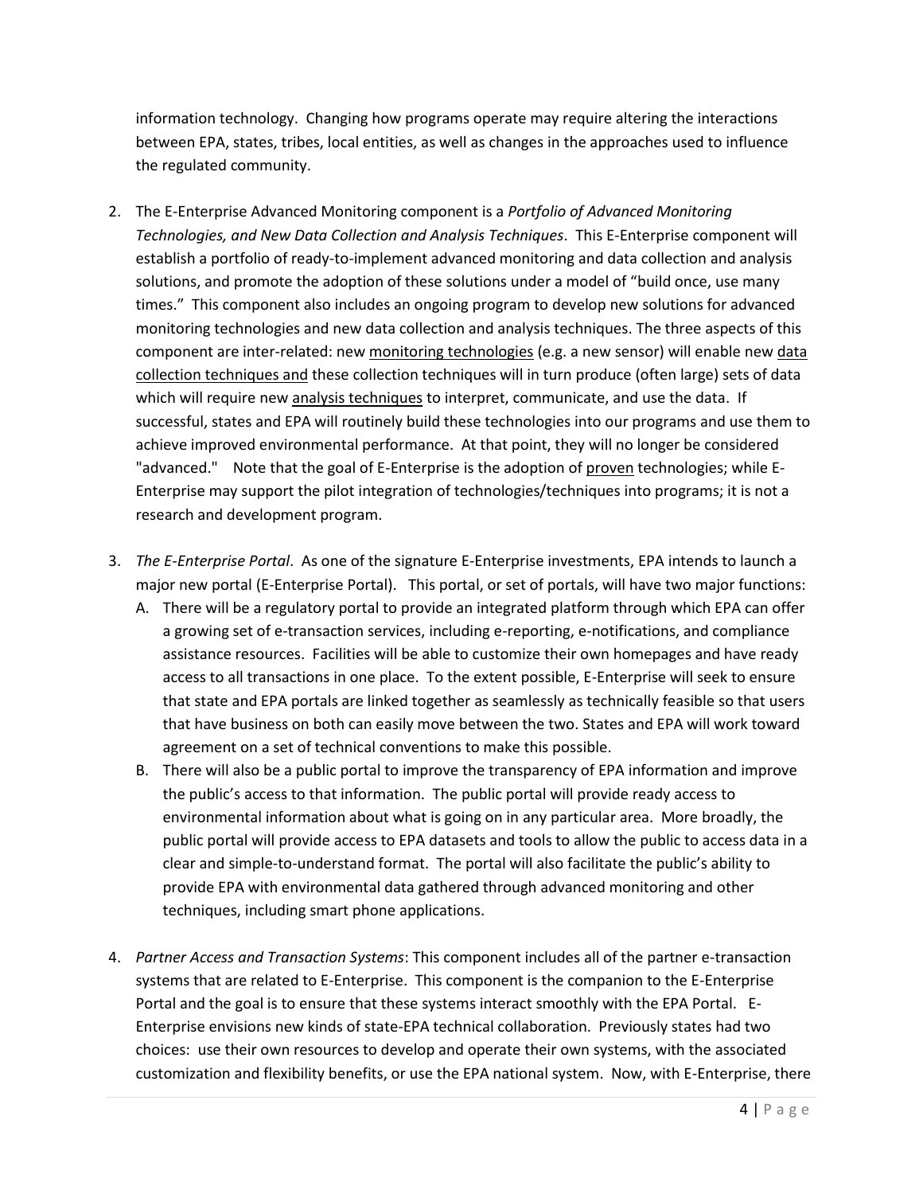information technology. Changing how programs operate may require altering the interactions between EPA, states, tribes, local entities, as well as changes in the approaches used to influence the regulated community.

2. The E-Enterprise Advanced Monitoring component is a *Portfolio of Advanced Monitoring Technologies, and New Data Collection and Analysis Techniques*. This E-Enterprise component will establish a portfolio of ready-to-implement advanced monitoring and data collection and analysis solutions, and promote the adoption of these solutions under a model of "build once, use many times." This component also includes an ongoing program to develop new solutions for advanced monitoring technologies and new data collection and analysis techniques. The three aspects of this component are inter-related: new <u>monitoring technologies</u> (e.g. a new sensor) will enable new <u>data collection techniques and</u> these collection techniques will in turn produce (often large) sets of data which will require new <u>analysis techniques</u> to interpret, communicate, and use the data. If successful, states and EPA will routinely build these technologies into our programs and use them to achieve improved environmental performance. At that point, they will no longer be considered "advanced." Note that the goal of E-Enterprise is the adoption of <u>proven</u> technologies; while E-Enterprise may support the pilot integration of technologies/techniques into programs; it is not a research and development program.

3. *The E-Enterprise Portal*. As one of the signature E-Enterprise investments, EPA intends to launch a major new portal (E-Enterprise Portal). This portal, or set of portals, will have two major functions:
   A. There will be a regulatory portal to provide an integrated platform through which EPA can offer a growing set of e-transaction services, including e-reporting, e-notifications, and compliance assistance resources. Facilities will be able to customize their own homepages and have ready access to all transactions in one place. To the extent possible, E-Enterprise will seek to ensure that state and EPA portals are linked together as seamlessly as technically feasible so that users that have business on both can easily move between the two. States and EPA will work toward agreement on a set of technical conventions to make this possible.
   B. There will also be a public portal to improve the transparency of EPA information and improve the public's access to that information. The public portal will provide ready access to environmental information about what is going on in any particular area. More broadly, the public portal will provide access to EPA datasets and tools to allow the public to access data in a clear and simple-to-understand format. The portal will also facilitate the public's ability to provide EPA with environmental data gathered through advanced monitoring and other techniques, including smart phone applications.

4. *Partner Access and Transaction Systems*: This component includes all of the partner e-transaction systems that are related to E-Enterprise. This component is the companion to the E-Enterprise Portal and the goal is to ensure that these systems interact smoothly with the EPA Portal. E-Enterprise envisions new kinds of state-EPA technical collaboration. Previously states had two choices: use their own resources to develop and operate their own systems, with the associated customization and flexibility benefits, or use the EPA national system. Now, with E-Enterprise, there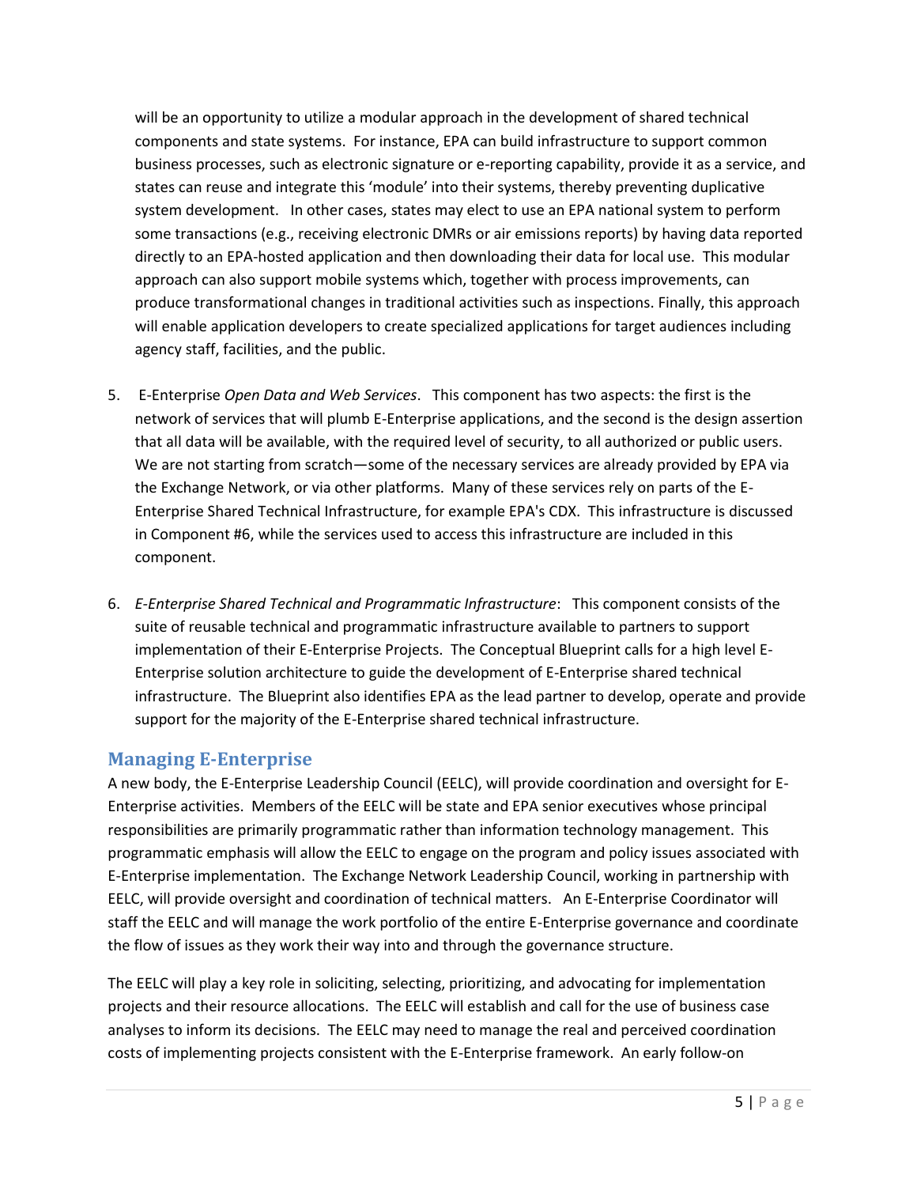will be an opportunity to utilize a modular approach in the development of shared technical components and state systems. For instance, EPA can build infrastructure to support common business processes, such as electronic signature or e-reporting capability, provide it as a service, and states can reuse and integrate this 'module' into their systems, thereby preventing duplicative system development. In other cases, states may elect to use an EPA national system to perform some transactions (e.g., receiving electronic DMRs or air emissions reports) by having data reported directly to an EPA-hosted application and then downloading their data for local use. This modular approach can also support mobile systems which, together with process improvements, can produce transformational changes in traditional activities such as inspections. Finally, this approach will enable application developers to create specialized applications for target audiences including agency staff, facilities, and the public.

5. E-Enterprise *Open Data and Web Services*. This component has two aspects: the first is the network of services that will plumb E-Enterprise applications, and the second is the design assertion that all data will be available, with the required level of security, to all authorized or public users. We are not starting from scratch—some of the necessary services are already provided by EPA via the Exchange Network, or via other platforms. Many of these services rely on parts of the E-Enterprise Shared Technical Infrastructure, for example EPA's CDX. This infrastructure is discussed in Component #6, while the services used to access this infrastructure are included in this component.

6. *E-Enterprise Shared Technical and Programmatic Infrastructure*: This component consists of the suite of reusable technical and programmatic infrastructure available to partners to support implementation of their E-Enterprise Projects. The Conceptual Blueprint calls for a high level E-Enterprise solution architecture to guide the development of E-Enterprise shared technical infrastructure. The Blueprint also identifies EPA as the lead partner to develop, operate and provide support for the majority of the E-Enterprise shared technical infrastructure.

## Managing E-Enterprise

A new body, the E-Enterprise Leadership Council (EELC), will provide coordination and oversight for E-Enterprise activities. Members of the EELC will be state and EPA senior executives whose principal responsibilities are primarily programmatic rather than information technology management. This programmatic emphasis will allow the EELC to engage on the program and policy issues associated with E-Enterprise implementation. The Exchange Network Leadership Council, working in partnership with EELC, will provide oversight and coordination of technical matters. An E-Enterprise Coordinator will staff the EELC and will manage the work portfolio of the entire E-Enterprise governance and coordinate the flow of issues as they work their way into and through the governance structure.

The EELC will play a key role in soliciting, selecting, prioritizing, and advocating for implementation projects and their resource allocations. The EELC will establish and call for the use of business case analyses to inform its decisions. The EELC may need to manage the real and perceived coordination costs of implementing projects consistent with the E-Enterprise framework. An early follow-on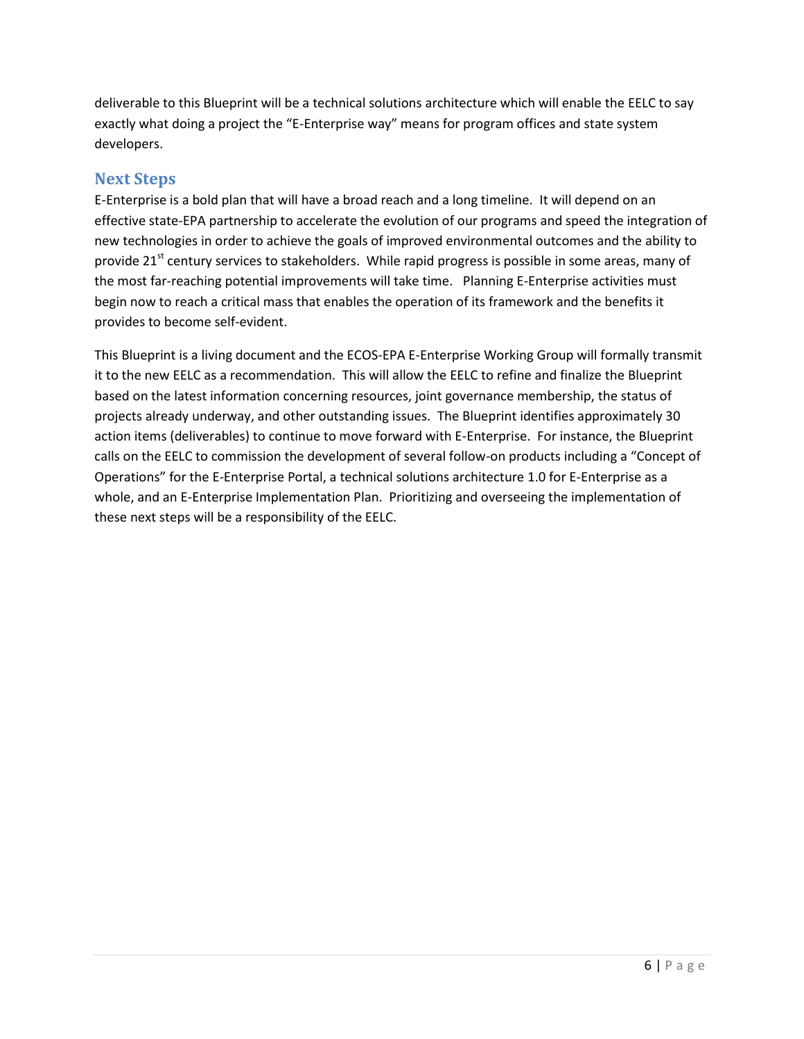deliverable to this Blueprint will be a technical solutions architecture which will enable the EELC to say exactly what doing a project the "E-Enterprise way" means for program offices and state system developers.

## Next Steps

E-Enterprise is a bold plan that will have a broad reach and a long timeline. It will depend on an effective state-EPA partnership to accelerate the evolution of our programs and speed the integration of new technologies in order to achieve the goals of improved environmental outcomes and the ability to provide 21st century services to stakeholders. While rapid progress is possible in some areas, many of the most far-reaching potential improvements will take time. Planning E-Enterprise activities must begin now to reach a critical mass that enables the operation of its framework and the benefits it provides to become self-evident.

This Blueprint is a living document and the ECOS-EPA E-Enterprise Working Group will formally transmit it to the new EELC as a recommendation. This will allow the EELC to refine and finalize the Blueprint based on the latest information concerning resources, joint governance membership, the status of projects already underway, and other outstanding issues. The Blueprint identifies approximately 30 action items (deliverables) to continue to move forward with E-Enterprise. For instance, the Blueprint calls on the EELC to commission the development of several follow-on products including a "Concept of Operations" for the E-Enterprise Portal, a technical solutions architecture 1.0 for E-Enterprise as a whole, and an E-Enterprise Implementation Plan. Prioritizing and overseeing the implementation of these next steps will be a responsibility of the EELC.